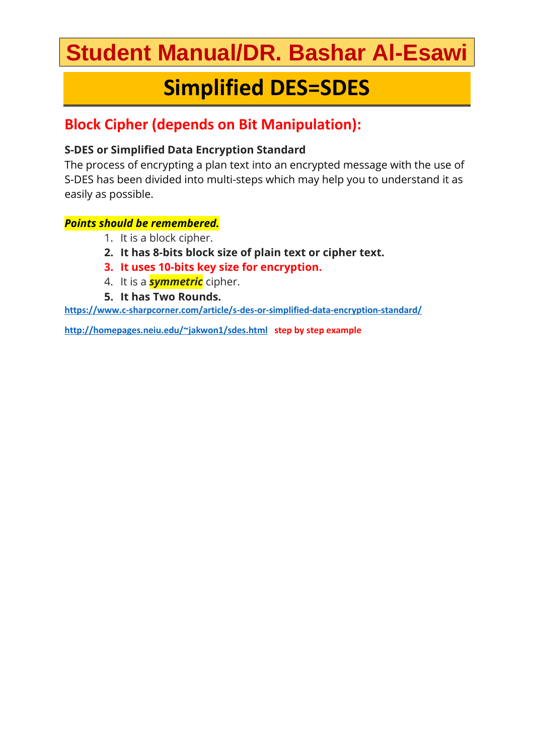# Student Manual/DR. Bashar Al-Esawi

# Simplified DES=SDES

## Block Cipher (depends on Bit Manipulation):

**S-DES or Simplified Data Encryption Standard**

The process of encrypting a plan text into an encrypted message with the use of S-DES has been divided into multi-steps which may help you to understand it as easily as possible.

***Points should be remembered.***

1. It is a block cipher.
2. **It has 8-bits block size of plain text or cipher text.**
3. **It uses 10-bits key size for encryption.**
4. It is a ***symmetric*** cipher.
5. **It has Two Rounds.**

**https://www.c-sharpcorner.com/article/s-des-or-simplified-data-encryption-standard/**

**http://homepages.neiu.edu/~jakwon1/sdes.html** **step by step example**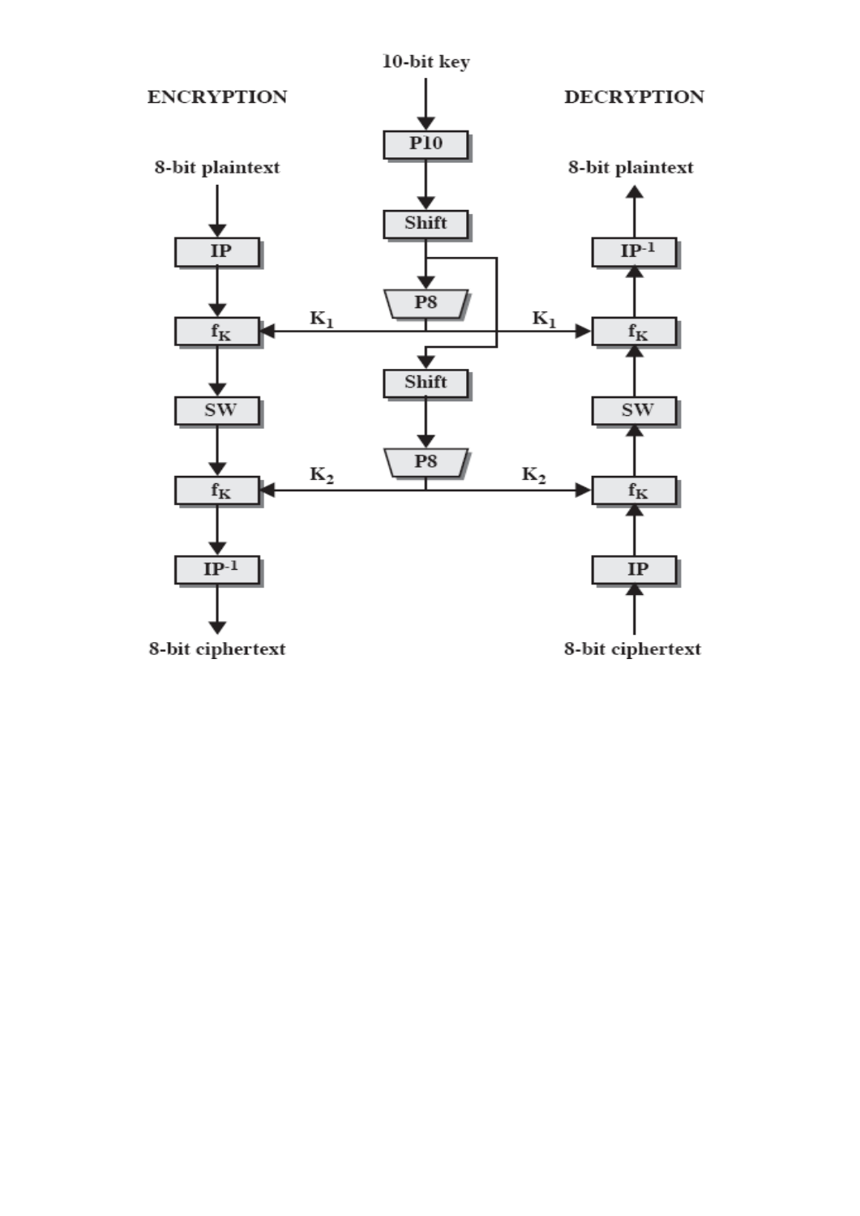10-bit key

**ENCRYPTION**

**DECRYPTION**

8-bit plaintext

P10

8-bit plaintext

Shift

IP

$IP^{-1}$

P8

$f_K$

$K_1$

$K_1$

$f_K$

Shift

SW

SW

P8

$f_K$

$K_2$

$K_2$

$f_K$

$IP^{-1}$

IP

8-bit ciphertext

8-bit ciphertext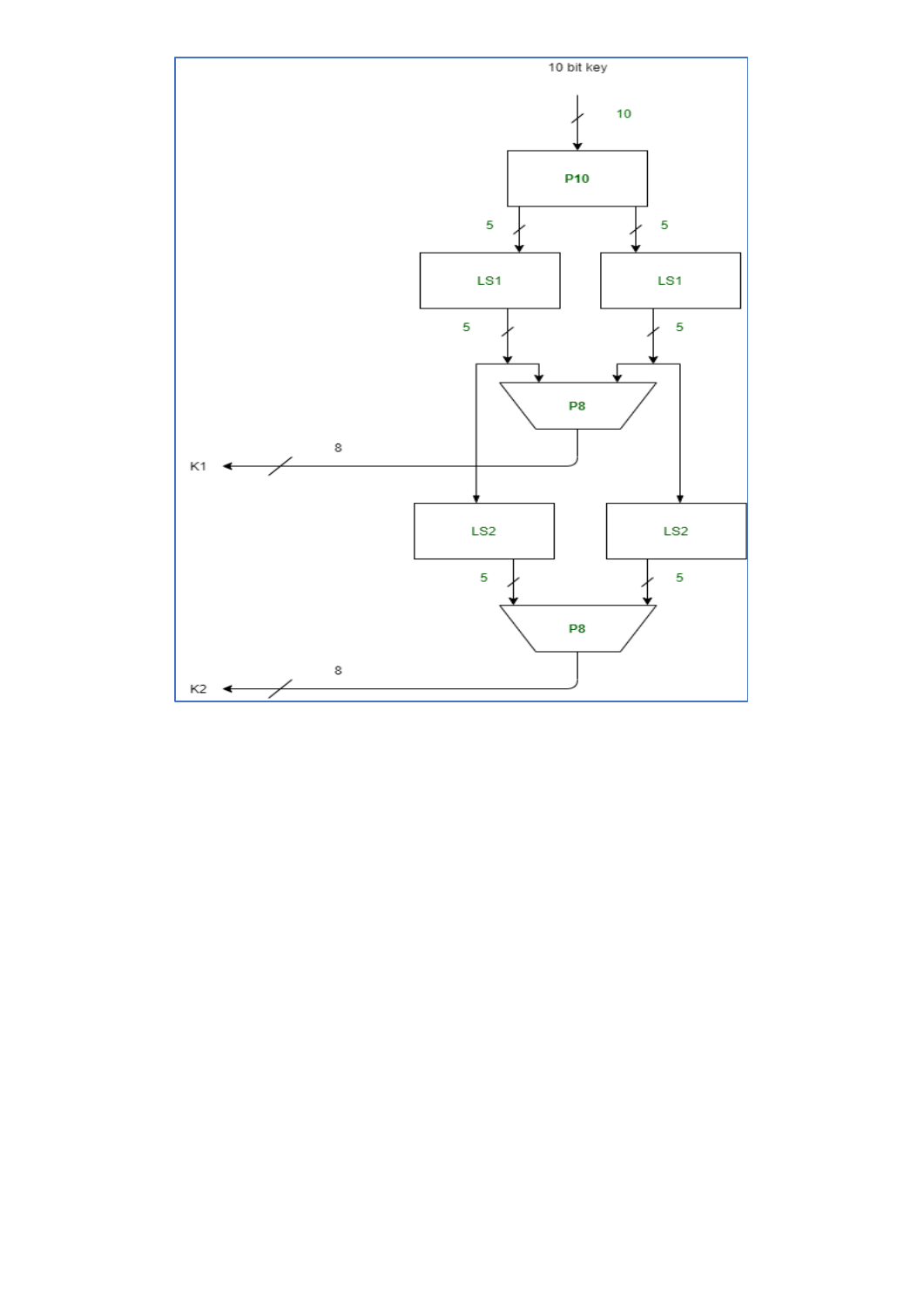10 bit key

10

P10

5 5

LS1 LS1

5 5

P8

K1 8

LS2 LS2

5 5

P8

K2 8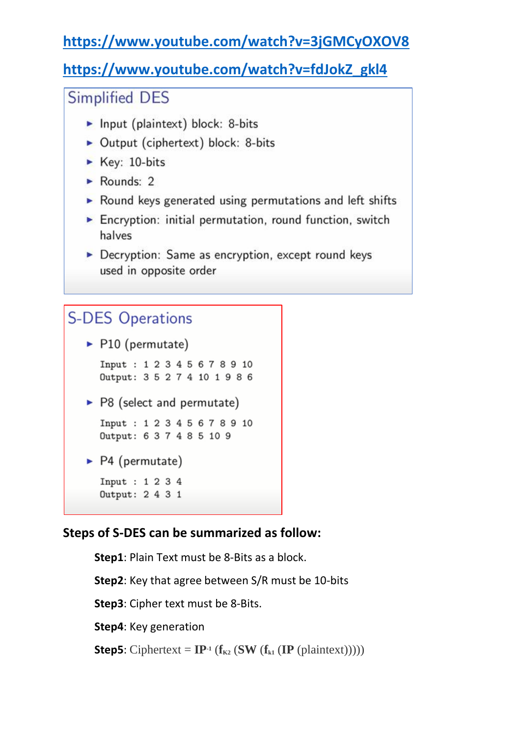https://www.youtube.com/watch?v=3jGMCyOXOV8

https://www.youtube.com/watch?v=fdJokZ_gkl4

## Simplified DES

- Input (plaintext) block: 8-bits
- Output (ciphertext) block: 8-bits
- Key: 10-bits
- Rounds: 2
- Round keys generated using permutations and left shifts
- Encryption: initial permutation, round function, switch halves
- Decryption: Same as encryption, except round keys used in opposite order

## S-DES Operations

- P10 (permutate)

```
Input : 1 2 3 4 5 6 7 8 9 10
Output: 3 5 2 7 4 10 1 9 8 6
```

- P8 (select and permutate)

```
Input : 1 2 3 4 5 6 7 8 9 10
Output: 6 3 7 4 8 5 10 9
```

- P4 (permutate)

```
Input : 1 2 3 4
Output: 2 4 3 1
```

**Steps of S-DES can be summarized as follow:**

**Step1**: Plain Text must be 8-Bits as a block.

**Step2**: Key that agree between S/R must be 10-bits

**Step3**: Cipher text must be 8-Bits.

**Step4**: Key generation

**Step5**: Ciphertext = $\mathbf{IP^{-1}}$ ($\mathbf{f_{K2}}$ (**SW** ($\mathbf{f_{k1}}$ (**IP** (plaintext)))))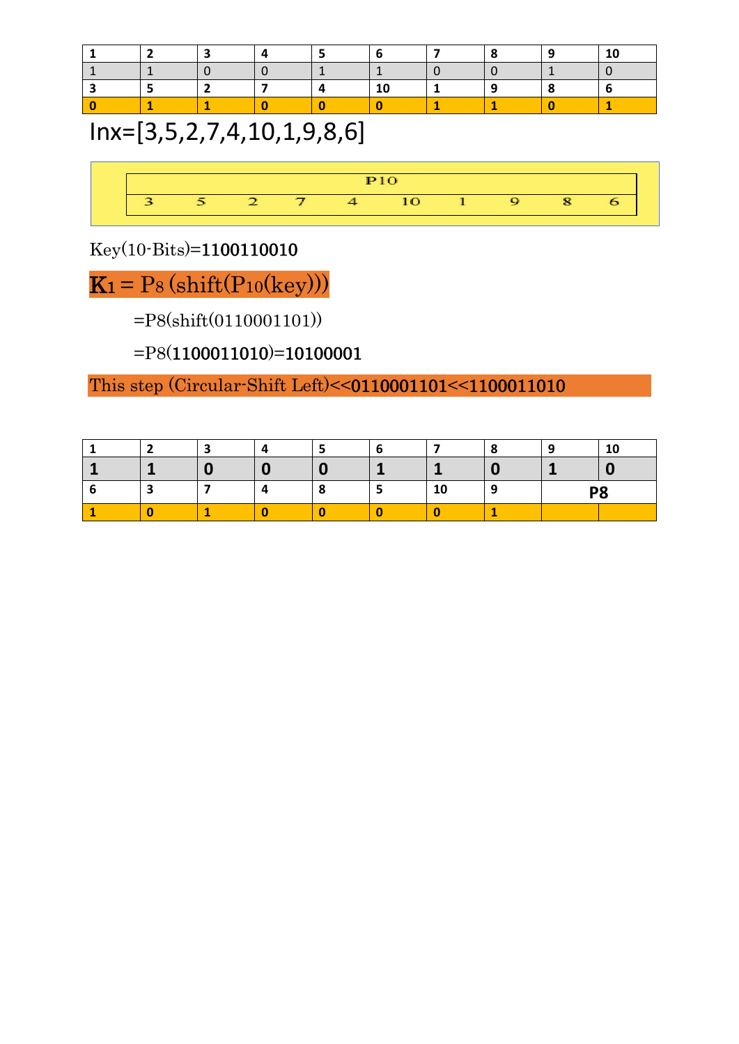| 1 | 2 | 3 | 4 | 5 | 6 | 7 | 8 | 9 | 10 |
|---|---|---|---|---|---|---|---|---|---|
| 1 | 1 | 0 | 0 | 1 | 1 | 0 | 0 | 1 | 0 |
| 3 | 5 | 2 | 7 | 4 | 10 | 1 | 9 | 8 | 6 |
| 0 | 1 | 1 | 0 | 0 | 0 | 1 | 1 | 0 | 1 |

Inx=[3,5,2,7,4,10,1,9,8,6]

| P10 | | | | | | | | | |
|---|---|---|---|---|---|---|---|---|---|
| 3 | 5 | 2 | 7 | 4 | 10 | 1 | 9 | 8 | 6 |

Key(10-Bits)=1100110010

**$K_1 = P_8(\text{shift}(P_{10}(\text{key})))$**

=P8(shift(0110001101))

=P8(1100011010)=10100001

This step (Circular-Shift Left)<<0110001101<<1100011010

| 1 | 2 | 3 | 4 | 5 | 6 | 7 | 8 | 9 | 10 |
|---|---|---|---|---|---|---|---|---|---|
| **1** | **1** | **0** | **0** | **0** | **1** | **1** | **0** | **1** | **0** |
| 6 | 3 | 7 | 4 | 8 | 5 | 10 | 9 | **P8** | |
| 1 | 0 | 1 | 0 | 0 | 0 | 0 | 1 | | |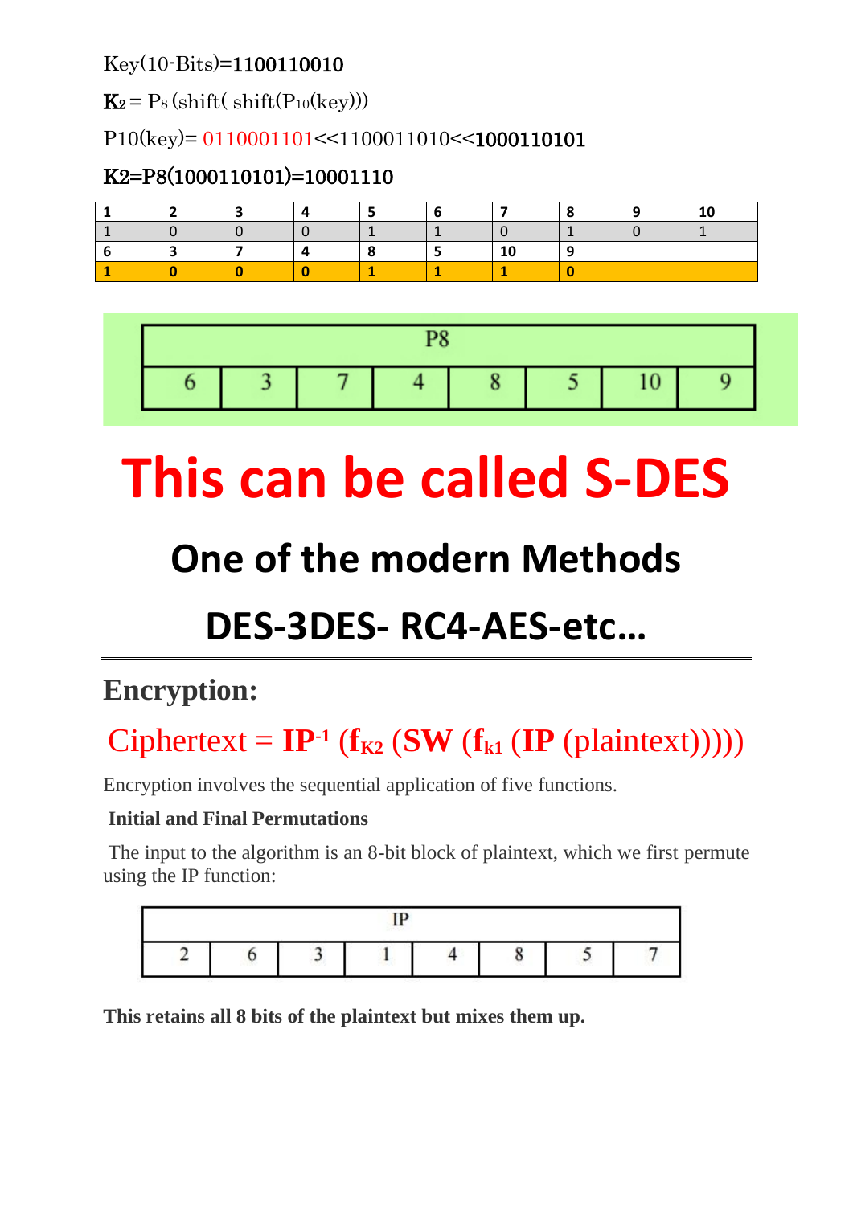Key(10-Bits)=1100110010

$K_2 = P_8$ (shift( shift($P_{10}$(key)))

P10(key)= 0110001101<<1100011010<<1000110101

K2=P8(1000110101)=10001110

| 1 | 2 | 3 | 4 | 5 | 6 | 7 | 8 | 9 | 10 |
|---|---|---|---|---|---|---|---|---|---|
| 1 | 0 | 0 | 0 | 1 | 1 | 0 | 1 | 0 | 1 |
| 6 | 3 | 7 | 4 | 8 | 5 | 10 | 9 | | |
| 1 | 0 | 0 | 0 | 1 | 1 | 1 | 0 | | |

| P8 | | | | | | | |
|---|---|---|---|---|---|---|---|
| 6 | 3 | 7 | 4 | 8 | 5 | 10 | 9 |

# This can be called S-DES

## One of the modern Methods

## DES-3DES- RC4-AES-etc…

---

## Encryption:

$$\text{Ciphertext} = \mathbf{IP^{-1}}\ (\mathbf{f_{K2}}\ (\mathbf{SW}\ (\mathbf{f_{k1}}\ (\mathbf{IP}\ (\text{plaintext})))))$$

Encryption involves the sequential application of five functions.

**Initial and Final Permutations**

The input to the algorithm is an 8-bit block of plaintext, which we first permute using the IP function:

| IP | | | | | | | |
|---|---|---|---|---|---|---|---|
| 2 | 6 | 3 | 1 | 4 | 8 | 5 | 7 |

**This retains all 8 bits of the plaintext but mixes them up.**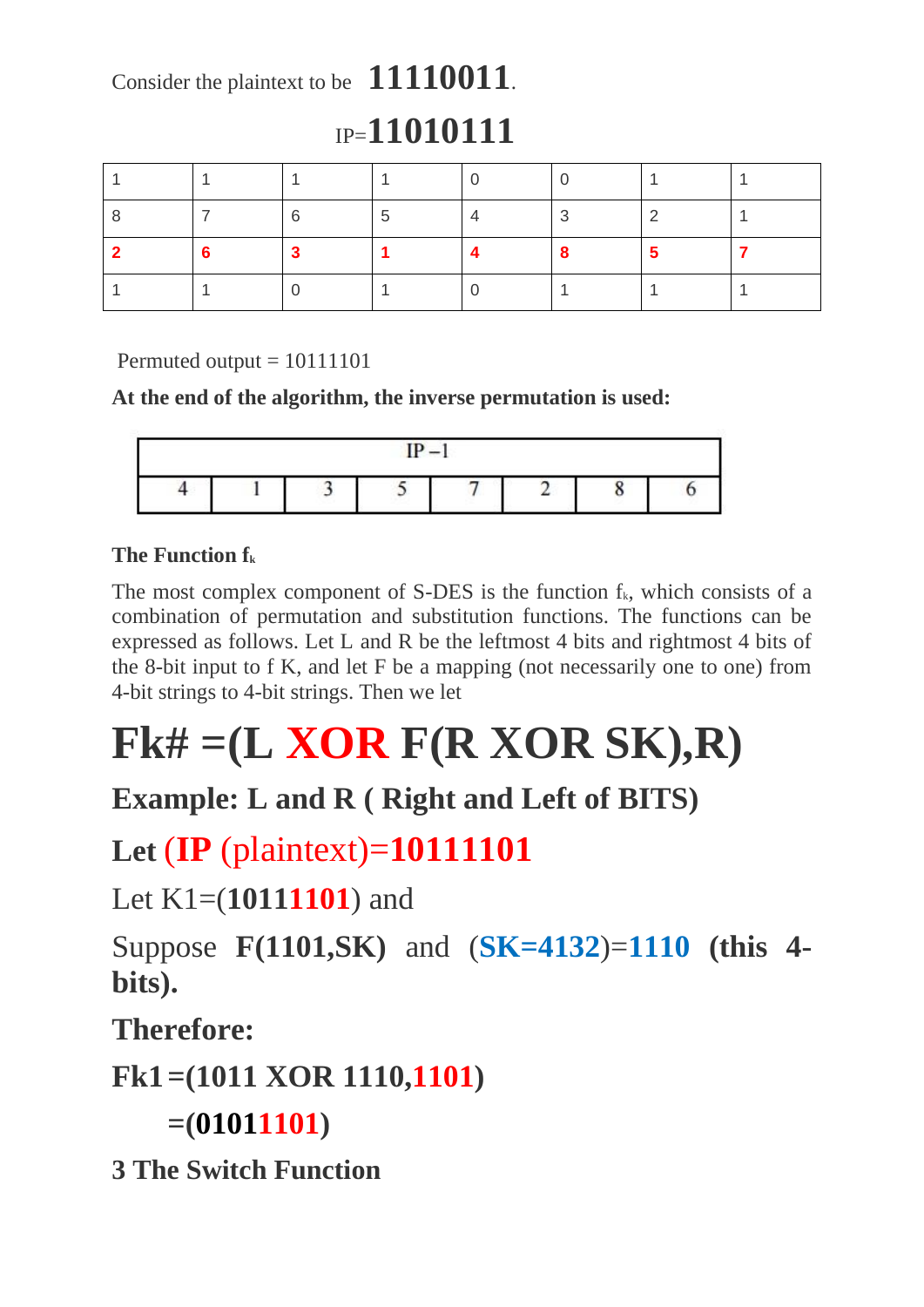Consider the plaintext to be **11110011**.

IP=**11010111**

| 1 | 1 | 1 | 1 | 0 | 0 | 1 | 1 |
|---|---|---|---|---|---|---|---|
| 8 | 7 | 6 | 5 | 4 | 3 | 2 | 1 |
| **2** | **6** | **3** | **1** | **4** | **8** | **5** | **7** |
| 1 | 1 | 0 | 1 | 0 | 1 | 1 | 1 |

Permuted output = 10111101

**At the end of the algorithm, the inverse permutation is used:**

| IP –1 | | | | | | | |
|---|---|---|---|---|---|---|---|
| 4 | 1 | 3 | 5 | 7 | 2 | 8 | 6 |

**The Function $f_k$**

The most complex component of S-DES is the function $f_k$, which consists of a combination of permutation and substitution functions. The functions can be expressed as follows. Let L and R be the leftmost 4 bits and rightmost 4 bits of the 8-bit input to f K, and let F be a mapping (not necessarily one to one) from 4-bit strings to 4-bit strings. Then we let

# Fk# =(L XOR F(R XOR SK),R)

## Example: L and R ( Right and Left of BITS)

## Let (IP (plaintext)=10111101

Let K1=(**10111101**) and

Suppose **F(1101,SK)** and (**SK=4132**)=**1110** **(this 4-bits).**

**Therefore:**

**Fk1 =(1011 XOR 1110,1101)**

**=(01011101)**

**3 The Switch Function**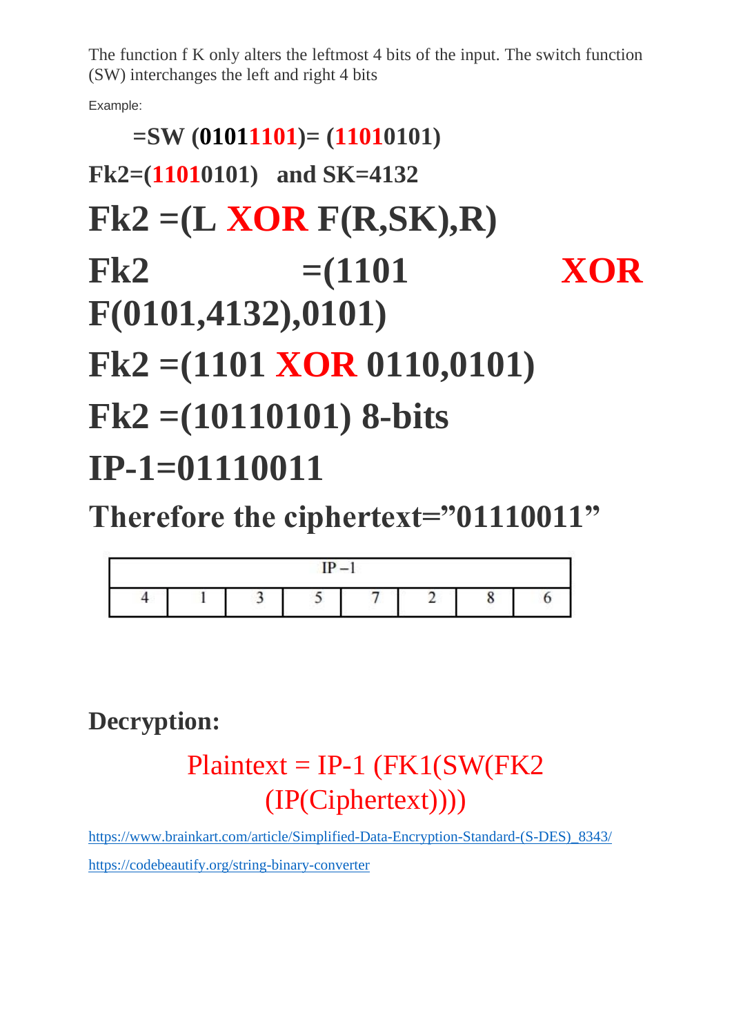The function f K only alters the leftmost 4 bits of the input. The switch function (SW) interchanges the left and right 4 bits

Example:

**=SW (01011101)= (11010101)**

**Fk2=(11010101) and SK=4132**

# Fk2 =(L XOR F(R,SK),R)

# Fk2 =(1101 XOR F(0101,4132),0101)

# Fk2 =(1101 XOR 0110,0101)

# Fk2 =(10110101) 8-bits

# IP-1=01110011

## Therefore the ciphertext=”01110011”

| IP –1 | | | | | | | |
|---|---|---|---|---|---|---|---|
| 4 | 1 | 3 | 5 | 7 | 2 | 8 | 6 |

## Decryption:

Plaintext = IP-1 (FK1(SW(FK2 (IP(Ciphertext))))

https://www.brainkart.com/article/Simplified-Data-Encryption-Standard-(S-DES)_8343/

https://codebeautify.org/string-binary-converter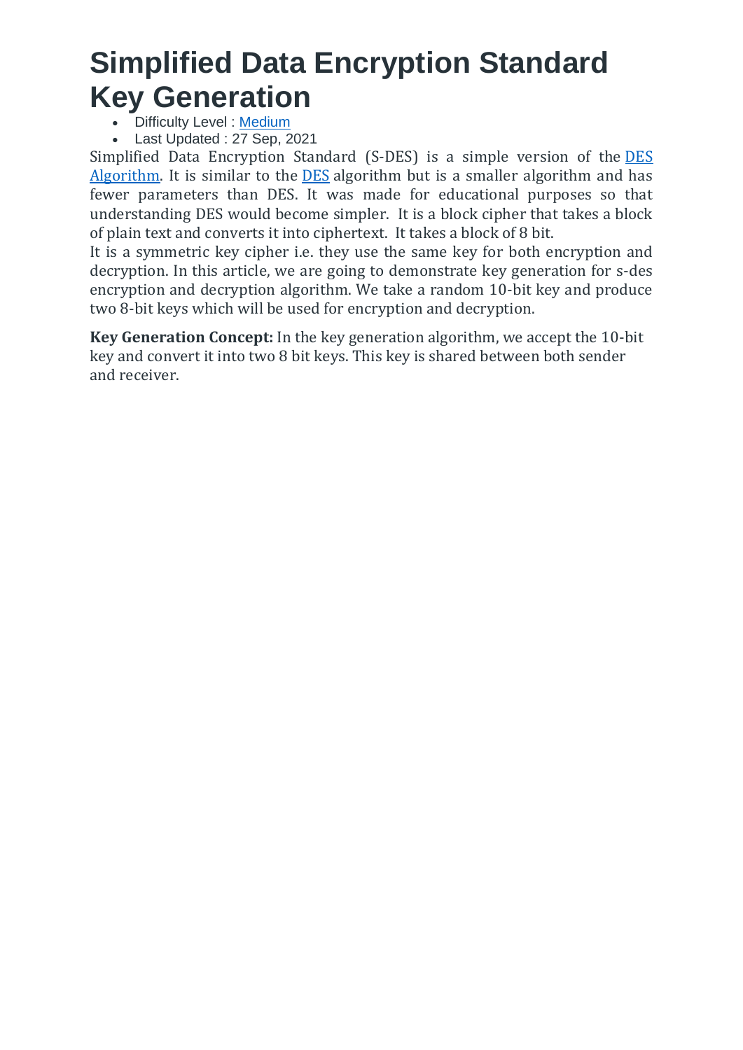# Simplified Data Encryption Standard Key Generation

- Difficulty Level : Medium
- Last Updated : 27 Sep, 2021

Simplified Data Encryption Standard (S-DES) is a simple version of the DES Algorithm. It is similar to the DES algorithm but is a smaller algorithm and has fewer parameters than DES. It was made for educational purposes so that understanding DES would become simpler. It is a block cipher that takes a block of plain text and converts it into ciphertext. It takes a block of 8 bit.

It is a symmetric key cipher i.e. they use the same key for both encryption and decryption. In this article, we are going to demonstrate key generation for s-des encryption and decryption algorithm. We take a random 10-bit key and produce two 8-bit keys which will be used for encryption and decryption.

**Key Generation Concept:** In the key generation algorithm, we accept the 10-bit key and convert it into two 8 bit keys. This key is shared between both sender and receiver.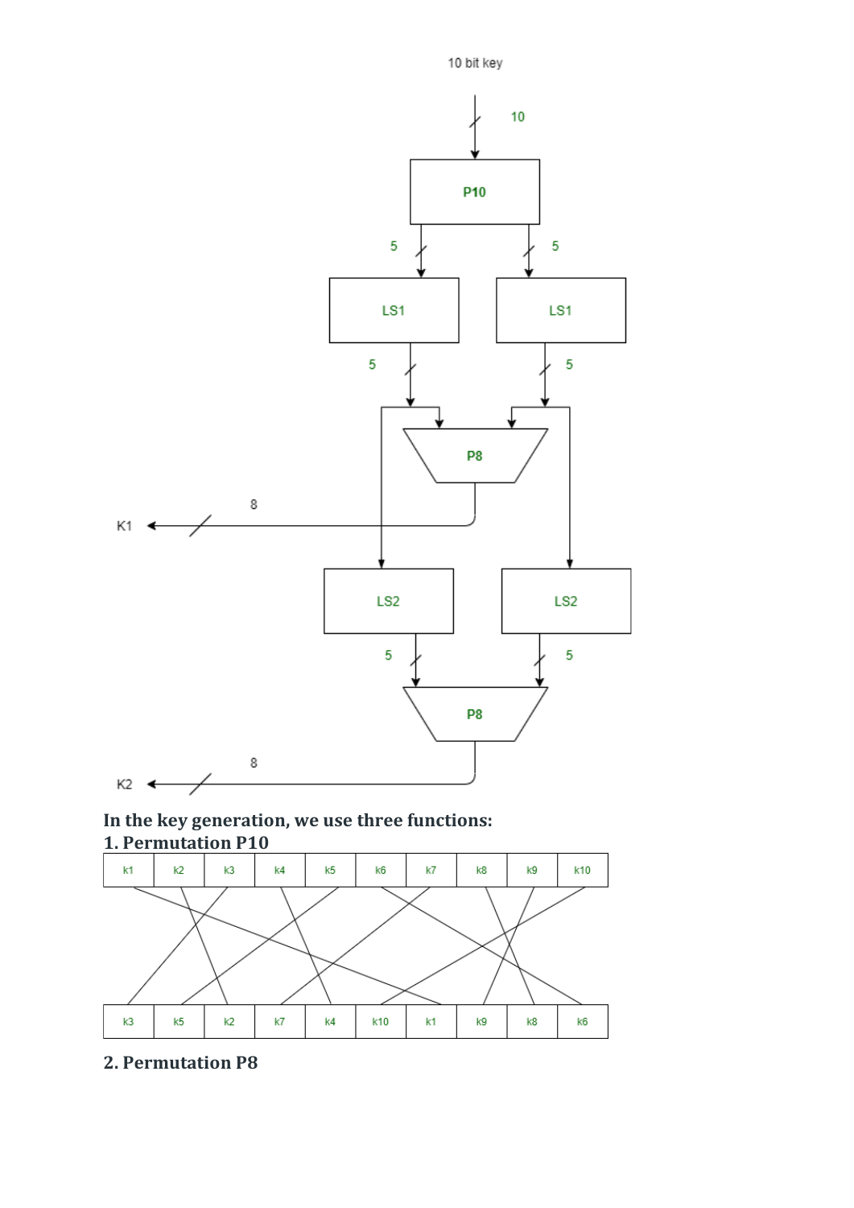**In the key generation, we use three functions:**

**1. Permutation P10**

| k1 | k2 | k3 | k4 | k5 | k6 | k7 | k8 | k9 | k10 |
|---|---|---|---|---|---|---|---|---|---|

| k3 | k5 | k2 | k7 | k4 | k10 | k1 | k9 | k8 | k6 |
|---|---|---|---|---|---|---|---|---|---|

**2. Permutation P8**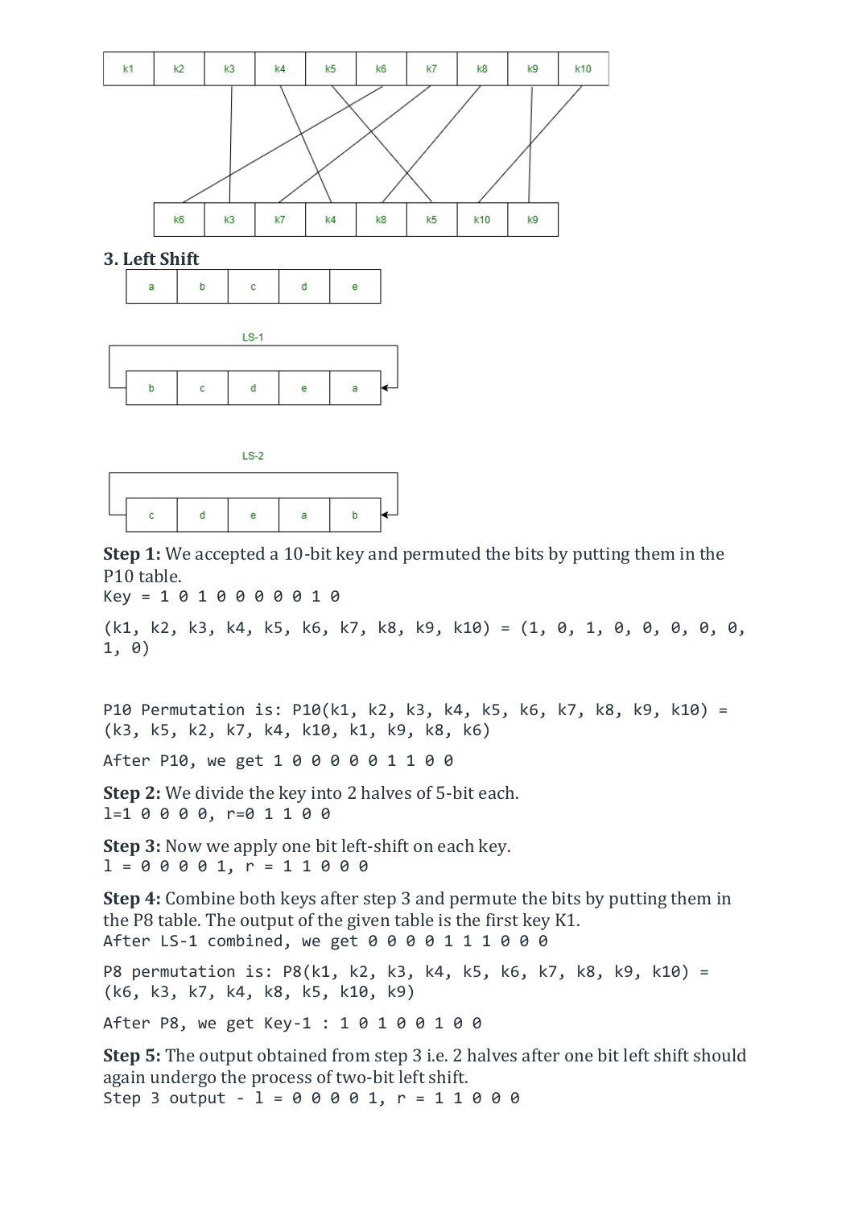| k1 | k2 | k3 | k4 | k5 | k6 | k7 | k8 | k9 | k10 |
|---|---|---|---|---|---|---|---|---|---|

| k6 | k3 | k7 | k4 | k8 | k5 | k10 | k9 |
|---|---|---|---|---|---|---|---|

### 3. Left Shift

| a | b | c | d | e |
|---|---|---|---|---|

LS-1

| b | c | d | e | a |
|---|---|---|---|---|

LS-2

| c | d | e | a | b |
|---|---|---|---|---|

**Step 1:** We accepted a 10-bit key and permuted the bits by putting them in the P10 table.

```
Key = 1 0 1 0 0 0 0 0 1 0
```

```
(k1, k2, k3, k4, k5, k6, k7, k8, k9, k10) = (1, 0, 1, 0, 0, 0, 0, 0, 1, 0)
```

```
P10 Permutation is: P10(k1, k2, k3, k4, k5, k6, k7, k8, k9, k10) = (k3, k5, k2, k7, k4, k10, k1, k9, k8, k6)
```

```
After P10, we get 1 0 0 0 0 0 1 1 0 0
```

**Step 2:** We divide the key into 2 halves of 5-bit each.

```
l=1 0 0 0 0, r=0 1 1 0 0
```

**Step 3:** Now we apply one bit left-shift on each key.

```
l = 0 0 0 0 1, r = 1 1 0 0 0
```

**Step 4:** Combine both keys after step 3 and permute the bits by putting them in the P8 table. The output of the given table is the first key K1.

```
After LS-1 combined, we get 0 0 0 0 1 1 1 0 0 0
```

```
P8 permutation is: P8(k1, k2, k3, k4, k5, k6, k7, k8, k9, k10) = (k6, k3, k7, k4, k8, k5, k10, k9)
```

```
After P8, we get Key-1 : 1 0 1 0 0 1 0 0
```

**Step 5:** The output obtained from step 3 i.e. 2 halves after one bit left shift should again undergo the process of two-bit left shift.

```
Step 3 output - l = 0 0 0 0 1, r = 1 1 0 0 0
```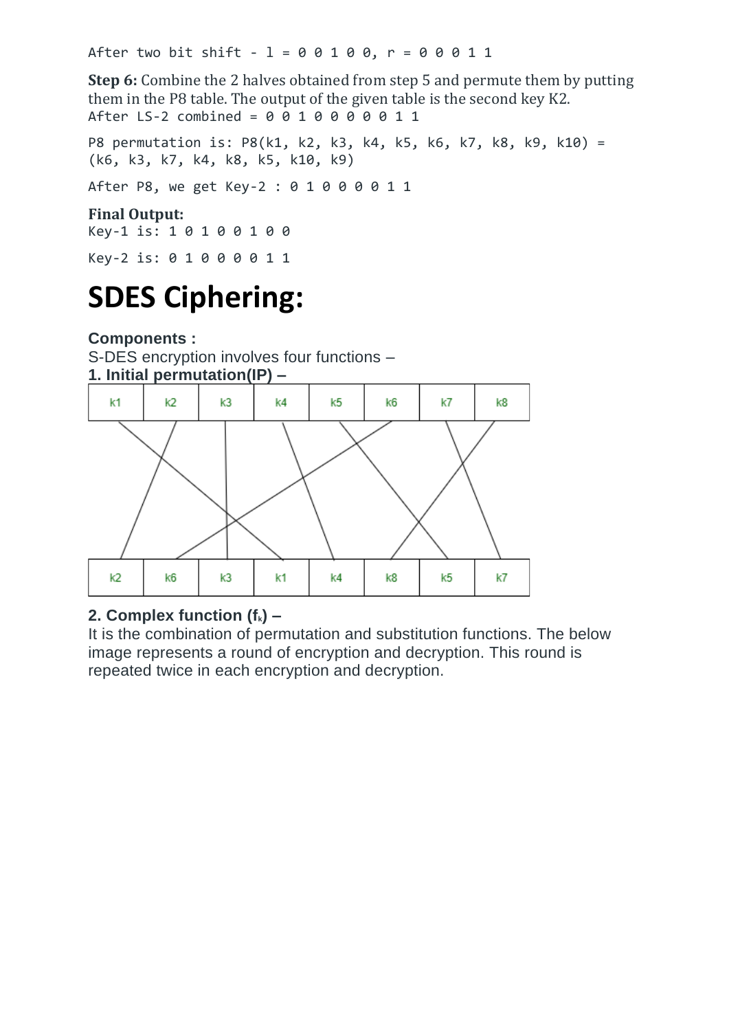```
After two bit shift - l = 0 0 1 0 0, r = 0 0 0 1 1
```

**Step 6:** Combine the 2 halves obtained from step 5 and permute them by putting them in the P8 table. The output of the given table is the second key K2.

```
After LS-2 combined = 0 0 1 0 0 0 0 0 1 1
```

```
P8 permutation is: P8(k1, k2, k3, k4, k5, k6, k7, k8, k9, k10) =
(k6, k3, k7, k4, k8, k5, k10, k9)
```

```
After P8, we get Key-2 : 0 1 0 0 0 0 1 1
```

**Final Output:**

```
Key-1 is: 1 0 1 0 0 1 0 0
```

```
Key-2 is: 0 1 0 0 0 0 1 1
```

# SDES Ciphering:

**Components :**

S-DES encryption involves four functions –

**1. Initial permutation(IP) –**

| k1 | k2 | k3 | k4 | k5 | k6 | k7 | k8 |
|---|---|---|---|---|---|---|---|

| k2 | k6 | k3 | k1 | k4 | k8 | k5 | k7 |
|---|---|---|---|---|---|---|---|

**2. Complex function ($f_k$) –**

It is the combination of permutation and substitution functions. The below image represents a round of encryption and decryption. This round is repeated twice in each encryption and decryption.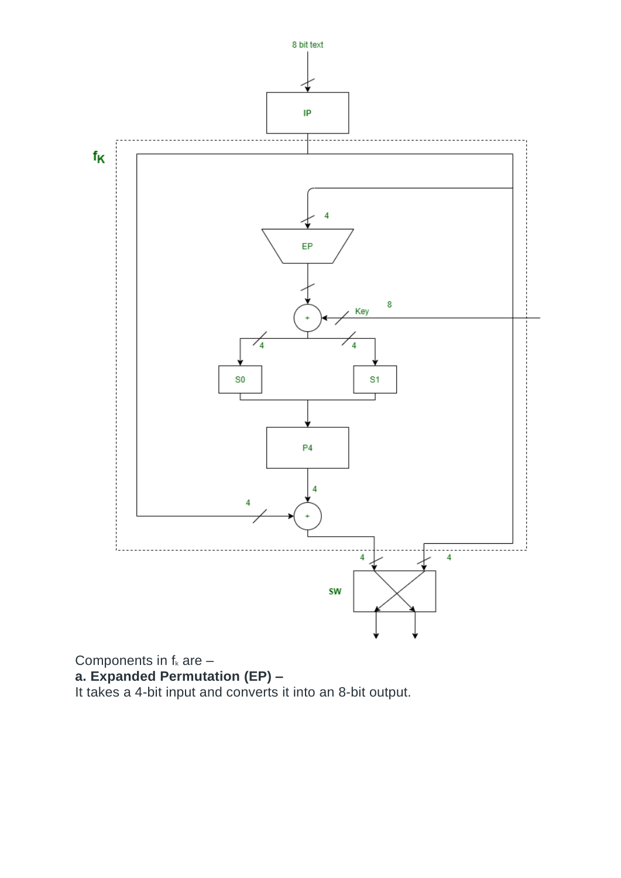Components in $f_k$ are –

**a. Expanded Permutation (EP) –**

It takes a 4-bit input and converts it into an 8-bit output.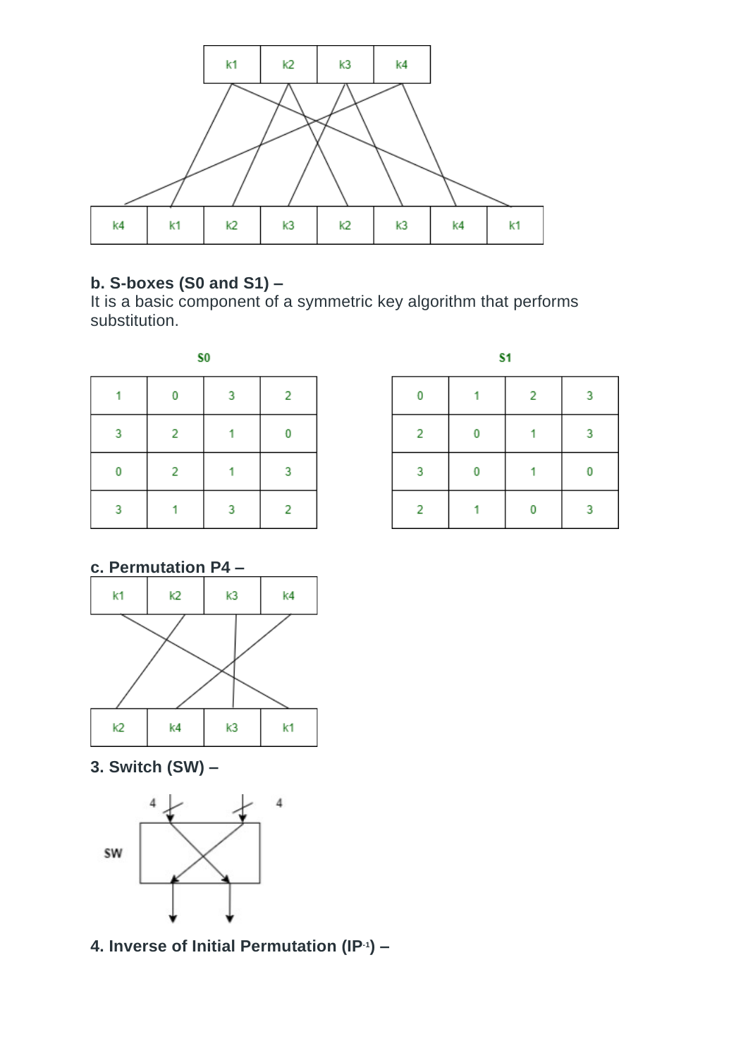| k1 | k2 | k3 | k4 |
|---|---|---|---|

| k4 | k1 | k2 | k3 | k2 | k3 | k4 | k1 |
|---|---|---|---|---|---|---|---|

**b. S-boxes (S0 and S1) –**
It is a basic component of a symmetric key algorithm that performs substitution.

**S0**

| | | | |
|---|---|---|---|
| 1 | 0 | 3 | 2 |
| 3 | 2 | 1 | 0 |
| 0 | 2 | 1 | 3 |
| 3 | 1 | 3 | 2 |

**S1**

| | | | |
|---|---|---|---|
| 0 | 1 | 2 | 3 |
| 2 | 0 | 1 | 3 |
| 3 | 0 | 1 | 0 |
| 2 | 1 | 0 | 3 |

**c. Permutation P4 –**

| k1 | k2 | k3 | k4 |
|---|---|---|---|

| k2 | k4 | k3 | k1 |
|---|---|---|---|

**3. Switch (SW) –**

SW

4 4

**4. Inverse of Initial Permutation ($IP^{-1}$) –**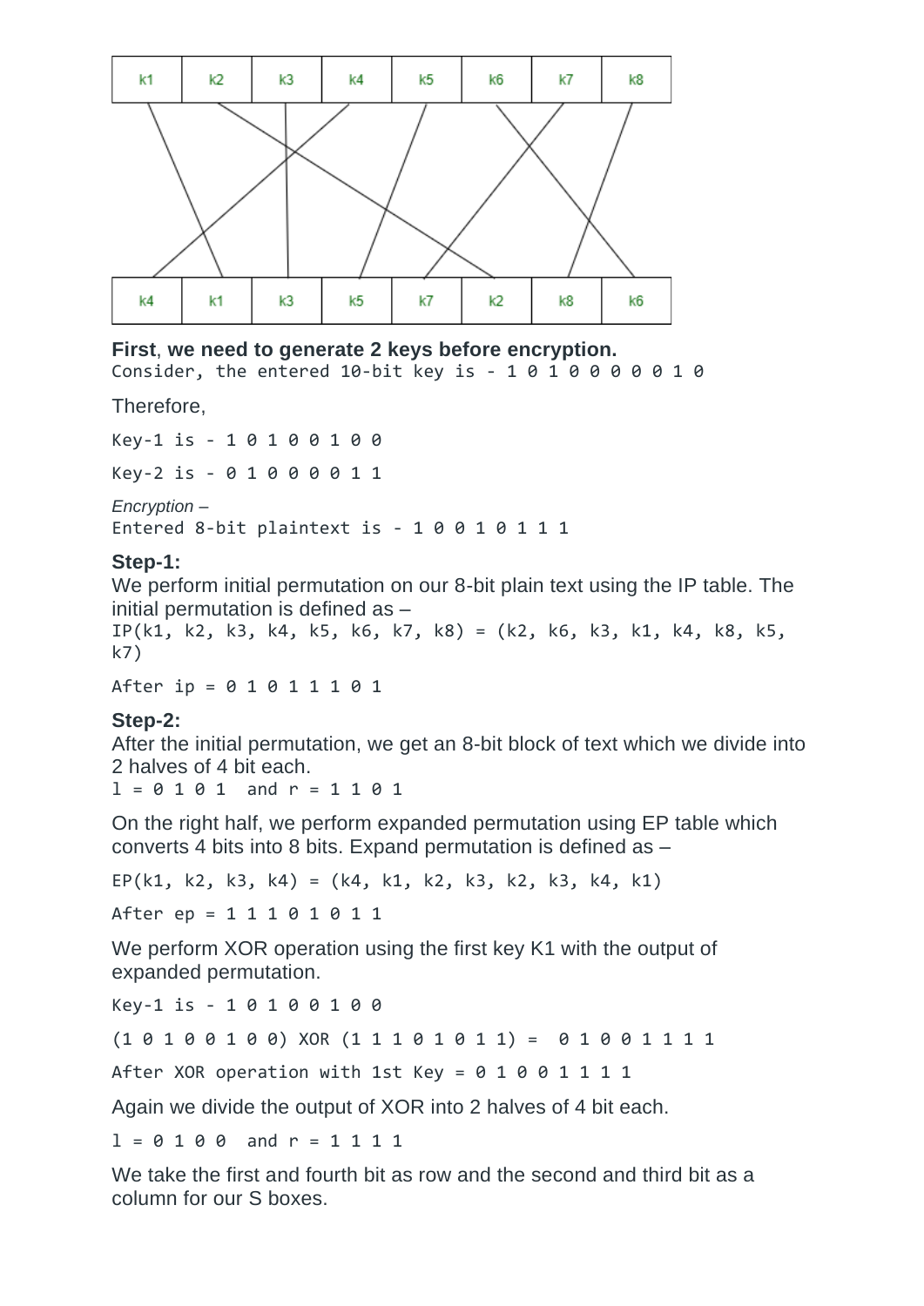| k1 | k2 | k3 | k4 | k5 | k6 | k7 | k8 |
|---|---|---|---|---|---|---|---|

| k4 | k1 | k3 | k5 | k7 | k2 | k8 | k6 |
|---|---|---|---|---|---|---|---|

**First**, **we need to generate 2 keys before encryption.**

```
Consider, the entered 10-bit key is - 1 0 1 0 0 0 0 0 1 0
```

Therefore,

```
Key-1 is - 1 0 1 0 0 1 0 0
```

```
Key-2 is - 0 1 0 0 0 0 1 1
```

*Encryption –*

```
Entered 8-bit plaintext is - 1 0 0 1 0 1 1 1
```

**Step-1:**

We perform initial permutation on our 8-bit plain text using the IP table. The initial permutation is defined as –

```
IP(k1, k2, k3, k4, k5, k6, k7, k8) = (k2, k6, k3, k1, k4, k8, k5, k7)
```

```
After ip = 0 1 0 1 1 1 0 1
```

**Step-2:**

After the initial permutation, we get an 8-bit block of text which we divide into 2 halves of 4 bit each.

```
l = 0 1 0 1  and r = 1 1 0 1
```

On the right half, we perform expanded permutation using EP table which converts 4 bits into 8 bits. Expand permutation is defined as –

```
EP(k1, k2, k3, k4) = (k4, k1, k2, k3, k2, k3, k4, k1)
```

```
After ep = 1 1 1 0 1 0 1 1
```

We perform XOR operation using the first key K1 with the output of expanded permutation.

```
Key-1 is - 1 0 1 0 0 1 0 0
```

```
(1 0 1 0 0 1 0 0) XOR (1 1 1 0 1 0 1 1) =  0 1 0 0 1 1 1 1
```

```
After XOR operation with 1st Key = 0 1 0 0 1 1 1 1
```

Again we divide the output of XOR into 2 halves of 4 bit each.

```
l = 0 1 0 0  and r = 1 1 1 1
```

We take the first and fourth bit as row and the second and third bit as a column for our S boxes.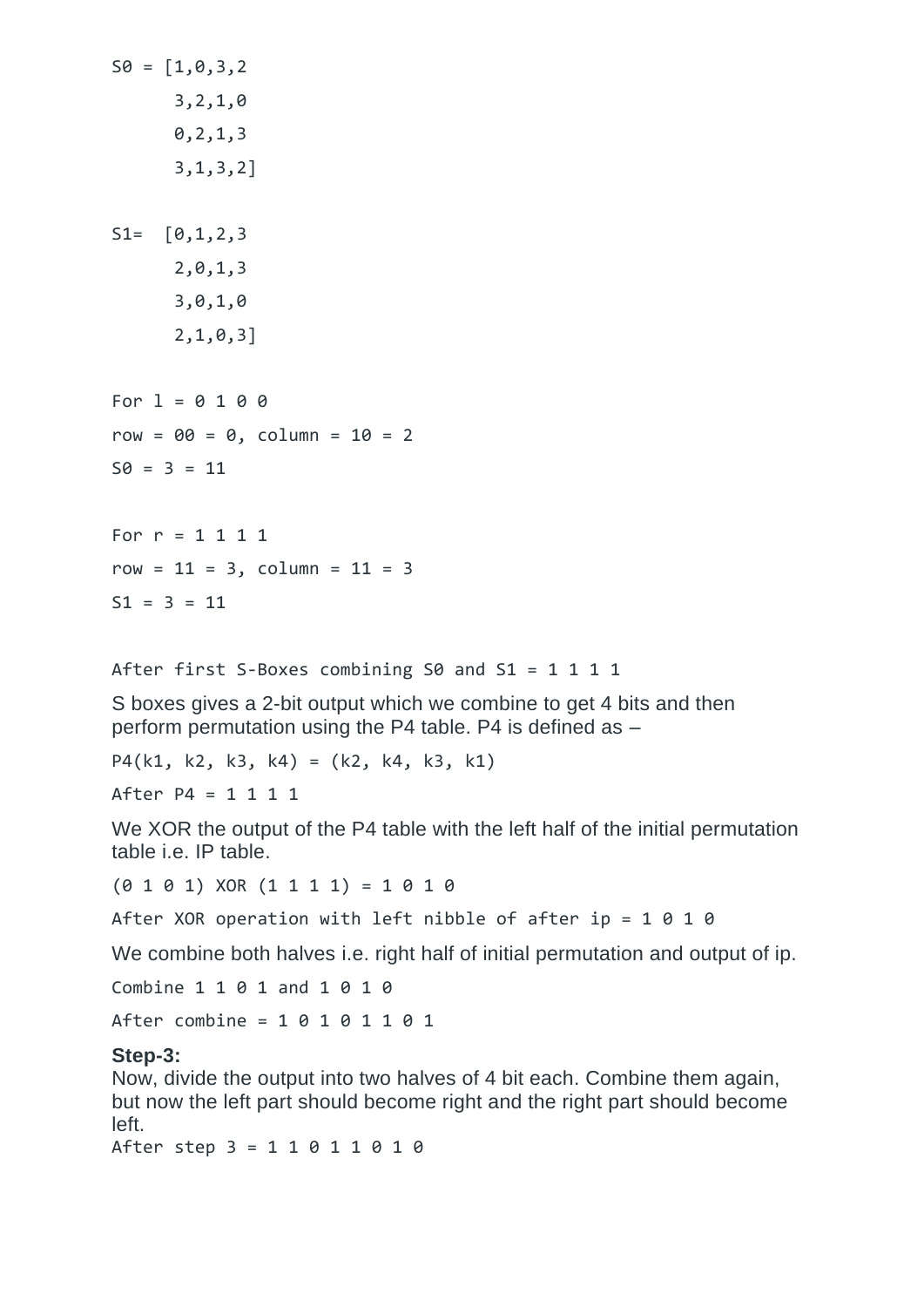```
S0 = [1,0,3,2
      3,2,1,0
      0,2,1,3
      3,1,3,2]

S1=  [0,1,2,3
      2,0,1,3
      3,0,1,0
      2,1,0,3]

For l = 0 1 0 0
row = 00 = 0, column = 10 = 2
S0 = 3 = 11

For r = 1 1 1 1
row = 11 = 3, column = 11 = 3
S1 = 3 = 11

After first S-Boxes combining S0 and S1 = 1 1 1 1
```

S boxes gives a 2-bit output which we combine to get 4 bits and then perform permutation using the P4 table. P4 is defined as –

```
P4(k1, k2, k3, k4) = (k2, k4, k3, k1)
After P4 = 1 1 1 1
```

We XOR the output of the P4 table with the left half of the initial permutation table i.e. IP table.

```
(0 1 0 1) XOR (1 1 1 1) = 1 0 1 0
After XOR operation with left nibble of after ip = 1 0 1 0
```

We combine both halves i.e. right half of initial permutation and output of ip.

```
Combine 1 1 0 1 and 1 0 1 0
After combine = 1 0 1 0 1 1 0 1
```

**Step-3:**

Now, divide the output into two halves of 4 bit each. Combine them again, but now the left part should become right and the right part should become left.

```
After step 3 = 1 1 0 1 1 0 1 0
```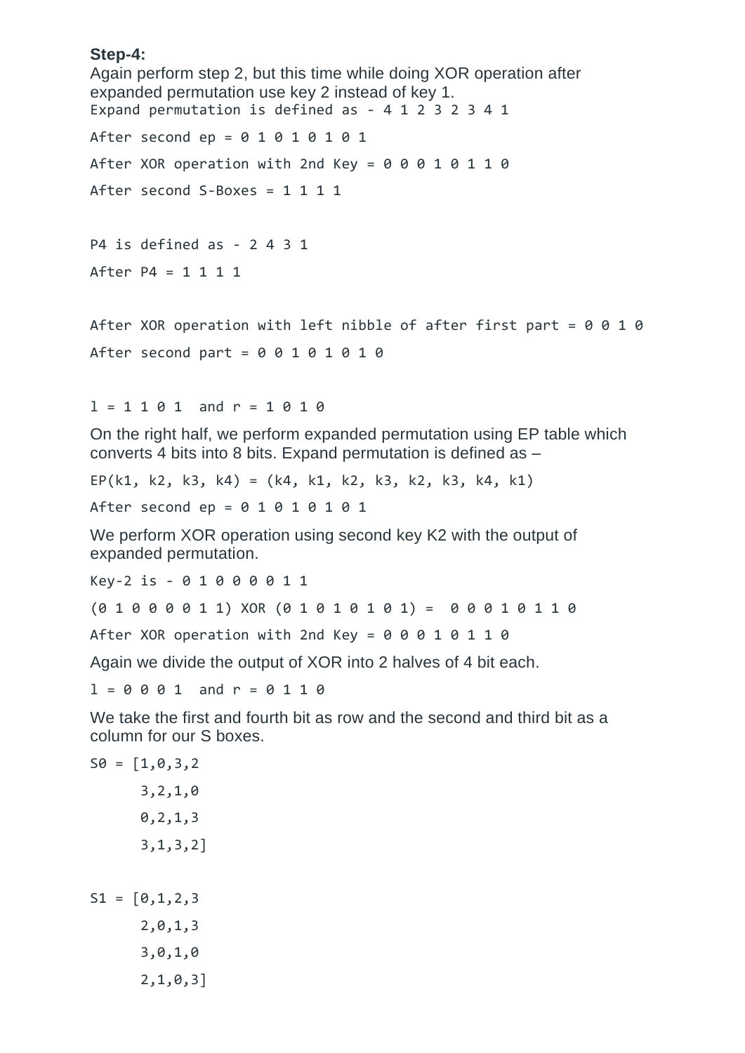**Step-4:**

Again perform step 2, but this time while doing XOR operation after expanded permutation use key 2 instead of key 1.

```
Expand permutation is defined as - 4 1 2 3 2 3 4 1

After second ep = 0 1 0 1 0 1 0 1

After XOR operation with 2nd Key = 0 0 0 1 0 1 1 0

After second S-Boxes = 1 1 1 1


P4 is defined as - 2 4 3 1

After P4 = 1 1 1 1


After XOR operation with left nibble of after first part = 0 0 1 0

After second part = 0 0 1 0 1 0 1 0


l = 1 1 0 1  and r = 1 0 1 0
```

On the right half, we perform expanded permutation using EP table which converts 4 bits into 8 bits. Expand permutation is defined as –

```
EP(k1, k2, k3, k4) = (k4, k1, k2, k3, k2, k3, k4, k1)

After second ep = 0 1 0 1 0 1 0 1
```

We perform XOR operation using second key K2 with the output of expanded permutation.

```
Key-2 is - 0 1 0 0 0 0 1 1

(0 1 0 0 0 0 1 1) XOR (0 1 0 1 0 1 0 1) =  0 0 0 1 0 1 1 0

After XOR operation with 2nd Key = 0 0 0 1 0 1 1 0
```

Again we divide the output of XOR into 2 halves of 4 bit each.

```
l = 0 0 0 1  and r = 0 1 1 0
```

We take the first and fourth bit as row and the second and third bit as a column for our S boxes.

```
S0 = [1,0,3,2

      3,2,1,0

      0,2,1,3

      3,1,3,2]


S1 = [0,1,2,3

      2,0,1,3

      3,0,1,0

      2,1,0,3]
```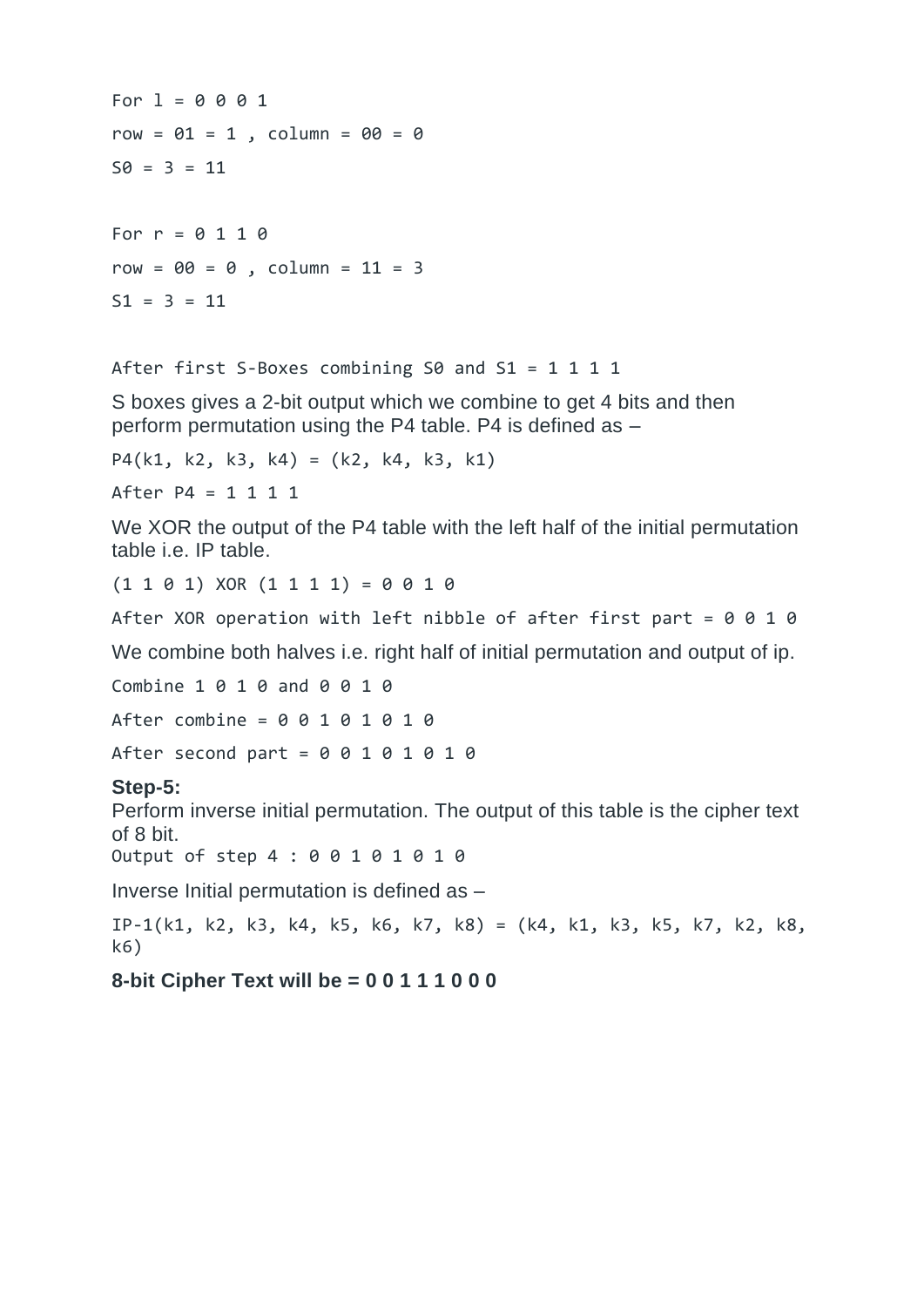```
For l = 0 0 0 1
row = 01 = 1 , column = 00 = 0
S0 = 3 = 11

For r = 0 1 1 0
row = 00 = 0 , column = 11 = 3
S1 = 3 = 11

After first S-Boxes combining S0 and S1 = 1 1 1 1
```

S boxes gives a 2-bit output which we combine to get 4 bits and then perform permutation using the P4 table. P4 is defined as –

```
P4(k1, k2, k3, k4) = (k2, k4, k3, k1)
After P4 = 1 1 1 1
```

We XOR the output of the P4 table with the left half of the initial permutation table i.e. IP table.

```
(1 1 0 1) XOR (1 1 1 1) = 0 0 1 0
After XOR operation with left nibble of after first part = 0 0 1 0
```

We combine both halves i.e. right half of initial permutation and output of ip.

```
Combine 1 0 1 0 and 0 0 1 0
After combine = 0 0 1 0 1 0 1 0
After second part = 0 0 1 0 1 0 1 0
```

**Step-5:**
Perform inverse initial permutation. The output of this table is the cipher text of 8 bit.

```
Output of step 4 : 0 0 1 0 1 0 1 0
```

Inverse Initial permutation is defined as –

```
IP-1(k1, k2, k3, k4, k5, k6, k7, k8) = (k4, k1, k3, k5, k7, k2, k8, k6)
```

**8-bit Cipher Text will be = 0 0 1 1 1 0 0 0**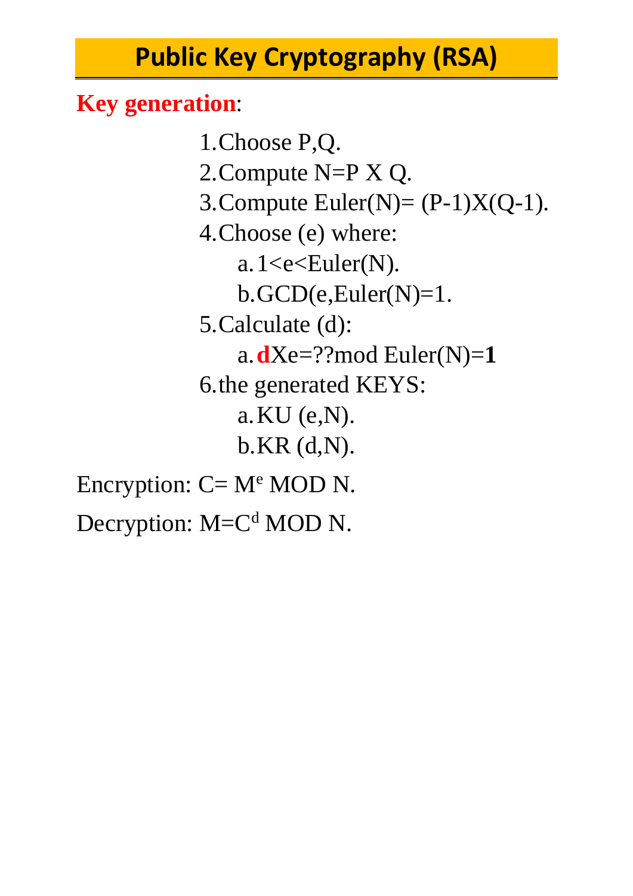# Public Key Cryptography (RSA)

**Key generation**:

1. Choose P,Q.
2. Compute N=P X Q.
3. Compute Euler(N)= (P-1)X(Q-1).
4. Choose (e) where:
   a. 1<e<Euler(N).
   b. GCD(e,Euler(N)=1.
5. Calculate (d):
   a. **d**Xe=??mod Euler(N)=**1**
6. the generated KEYS:
   a. KU (e,N).
   b. KR (d,N).

Encryption: C= $M^e$ MOD N.

Decryption: M=$C^d$ MOD N.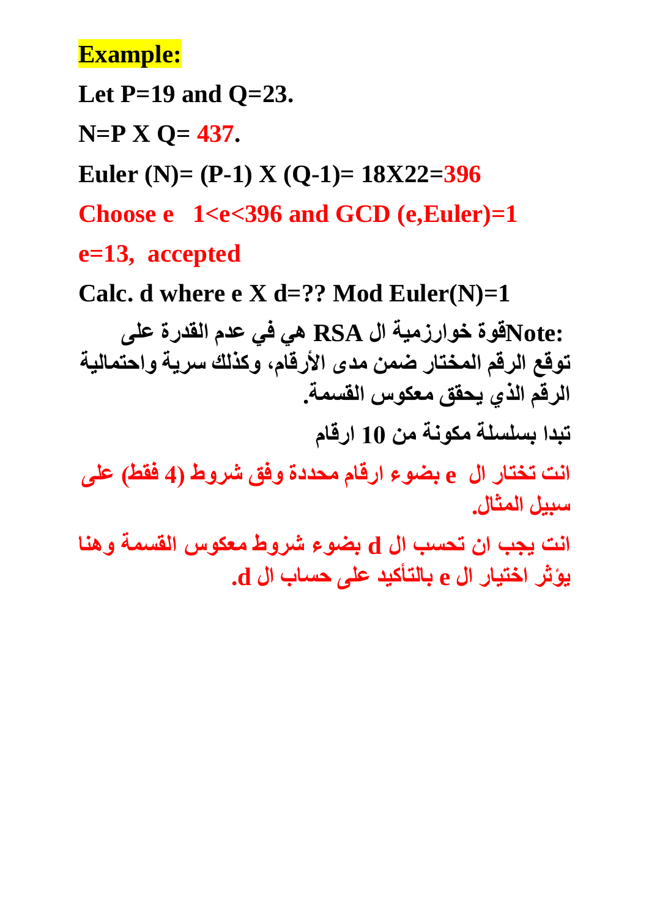**Example:**

**Let P=19 and Q=23.**

**N=P X Q= 437.**

**Euler (N)= (P-1) X (Q-1)= 18X22=396**

**Choose e 1<e<396 and GCD (e,Euler)=1**

**e=13, accepted**

**Calc. d where e X d=?? Mod Euler(N)=1**

**:Note قوة خوارزمية ال RSA هي في عدم القدرة على توقع الرقم المختار ضمن مدى الأرقام، وكذلك سرية واحتمالية الرقم الذي يحقق معكوس القسمة.**

**تبدا بسلسلة مكونة من 10 ارقام**

**انت تختار ال e بضوء ارقام محددة وفق شروط (4 فقط) على سبيل المثال.**

**انت يجب ان تحسب ال d بضوء شروط معكوس القسمة وهنا يؤثر اختيار ال e بالتأكيد على حساب ال d.**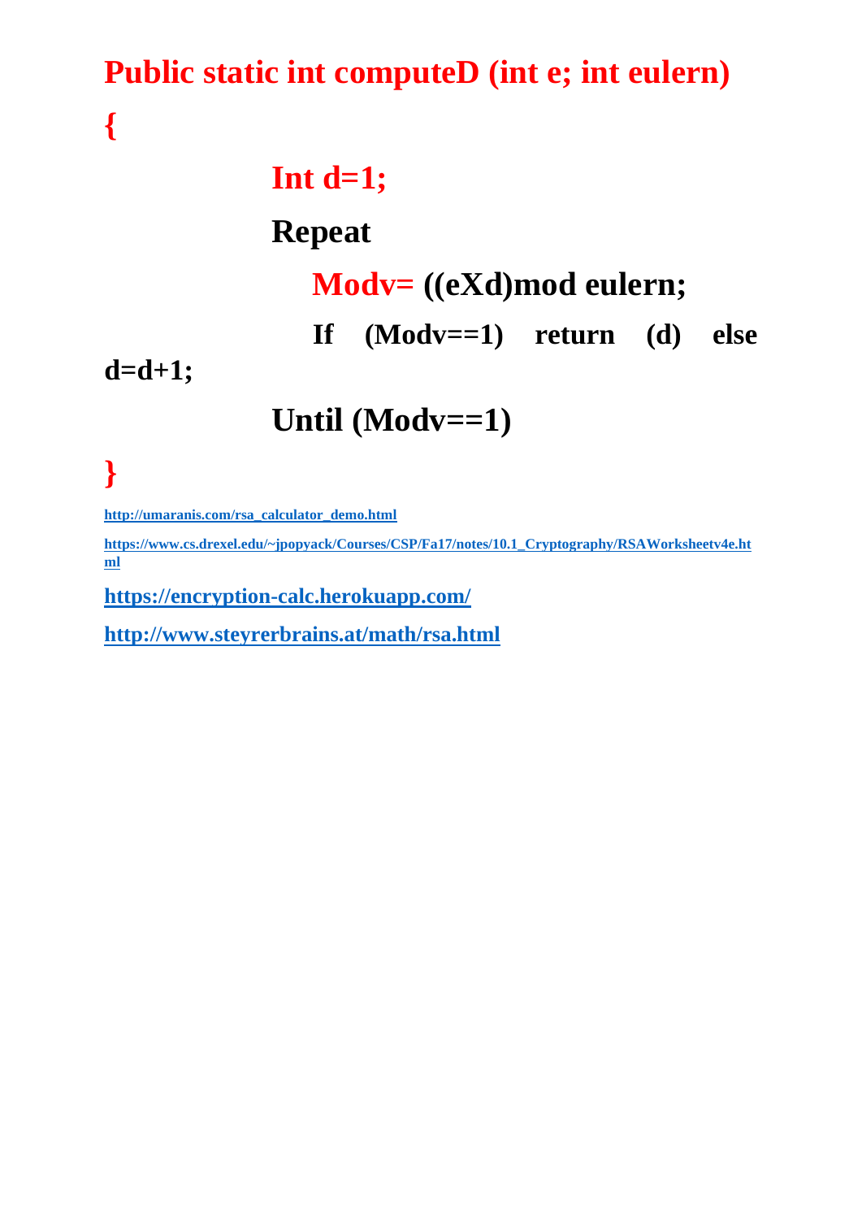```
Public static int computeD (int e; int eulern)
{
        Int d=1;
        Repeat
            Modv= ((eXd)mod eulern;
            If (Modv==1) return (d) else d=d+1;
        Until (Modv==1)
}
```

http://umaranis.com/rsa_calculator_demo.html

https://www.cs.drexel.edu/~jpopyack/Courses/CSP/Fa17/notes/10.1_Cryptography/RSAWorksheetv4e.html

https://encryption-calc.herokuapp.com/

http://www.steyrerbrains.at/math/rsa.html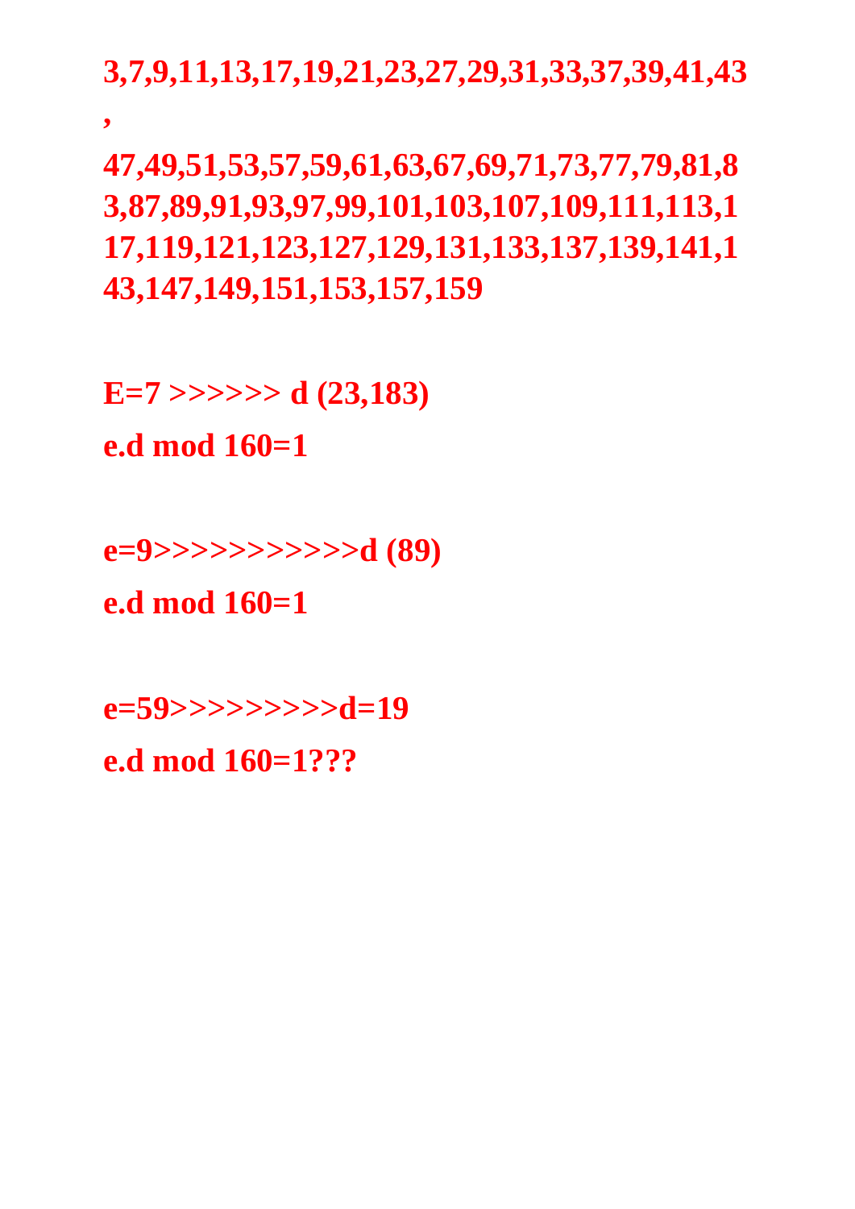**3,7,9,11,13,17,19,21,23,27,29,31,33,37,39,41,43,**

**47,49,51,53,57,59,61,63,67,69,71,73,77,79,81,83,87,89,91,93,97,99,101,103,107,109,111,113,117,119,121,123,127,129,131,133,137,139,141,143,147,149,151,153,157,159**

**E=7 >>>>>> d (23,183)**

**e.d mod 160=1**

**e=9>>>>>>>>>>>d (89)**

**e.d mod 160=1**

**e=59>>>>>>>>>d=19**

**e.d mod 160=1???**